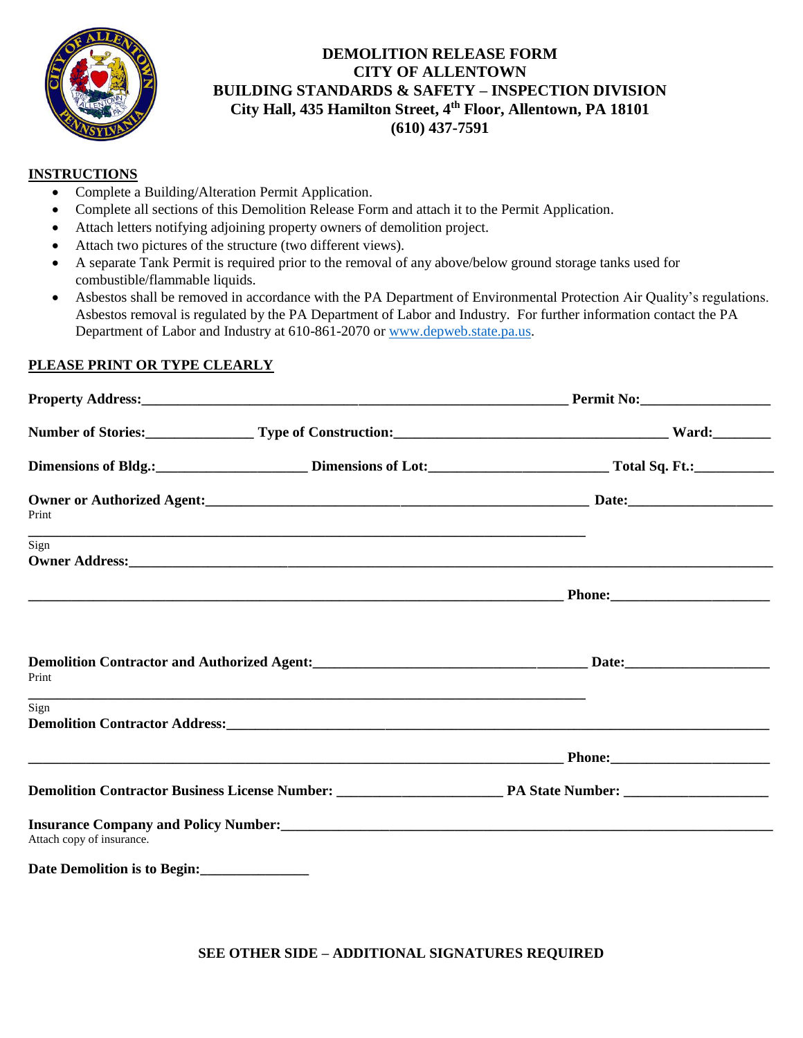# DEMOLITION RELEASE FORM
## CITY OF ALLENTOWN
## BUILDING STANDARDS & SAFETY – INSPECTION DIVISION
**City Hall, 435 Hamilton Street, 4th Floor, Allentown, PA 18101**
**(610) 437-7591**

**INSTRUCTIONS**

- Complete a Building/Alteration Permit Application.
- Complete all sections of this Demolition Release Form and attach it to the Permit Application.
- Attach letters notifying adjoining property owners of demolition project.
- Attach two pictures of the structure (two different views).
- A separate Tank Permit is required prior to the removal of any above/below ground storage tanks used for combustible/flammable liquids.
- Asbestos shall be removed in accordance with the PA Department of Environmental Protection Air Quality's regulations. Asbestos removal is regulated by the PA Department of Labor and Industry. For further information contact the PA Department of Labor and Industry at 610-861-2070 or www.depweb.state.pa.us.

**PLEASE PRINT OR TYPE CLEARLY**

**Property Address:**________________________________________________ **Permit No:**__________________

**Number of Stories:**______________ **Type of Construction:**____________________________________ **Ward:**________

**Dimensions of Bldg.:**____________________ **Dimensions of Lot:**________________________ **Total Sq. Ft.:**___________

**Owner or Authorized Agent:**________________________________________________ **Date:**____________________
Print

________________________________________________________________________________
Sign

**Owner Address:**__________________________________________________________________________________

____________________________________________________________________________ **Phone:**______________________

**Demolition Contractor and Authorized Agent:**__________________________________ **Date:**____________________
Print

________________________________________________________________________________
Sign

**Demolition Contractor Address:**____________________________________________________________________

____________________________________________________________________________ **Phone:**______________________

**Demolition Contractor Business License Number:** ______________________ **PA State Number:** ___________________

**Insurance Company and Policy Number:**______________________________________________________________
Attach copy of insurance.

**Date Demolition is to Begin:**_______________

**SEE OTHER SIDE – ADDITIONAL SIGNATURES REQUIRED**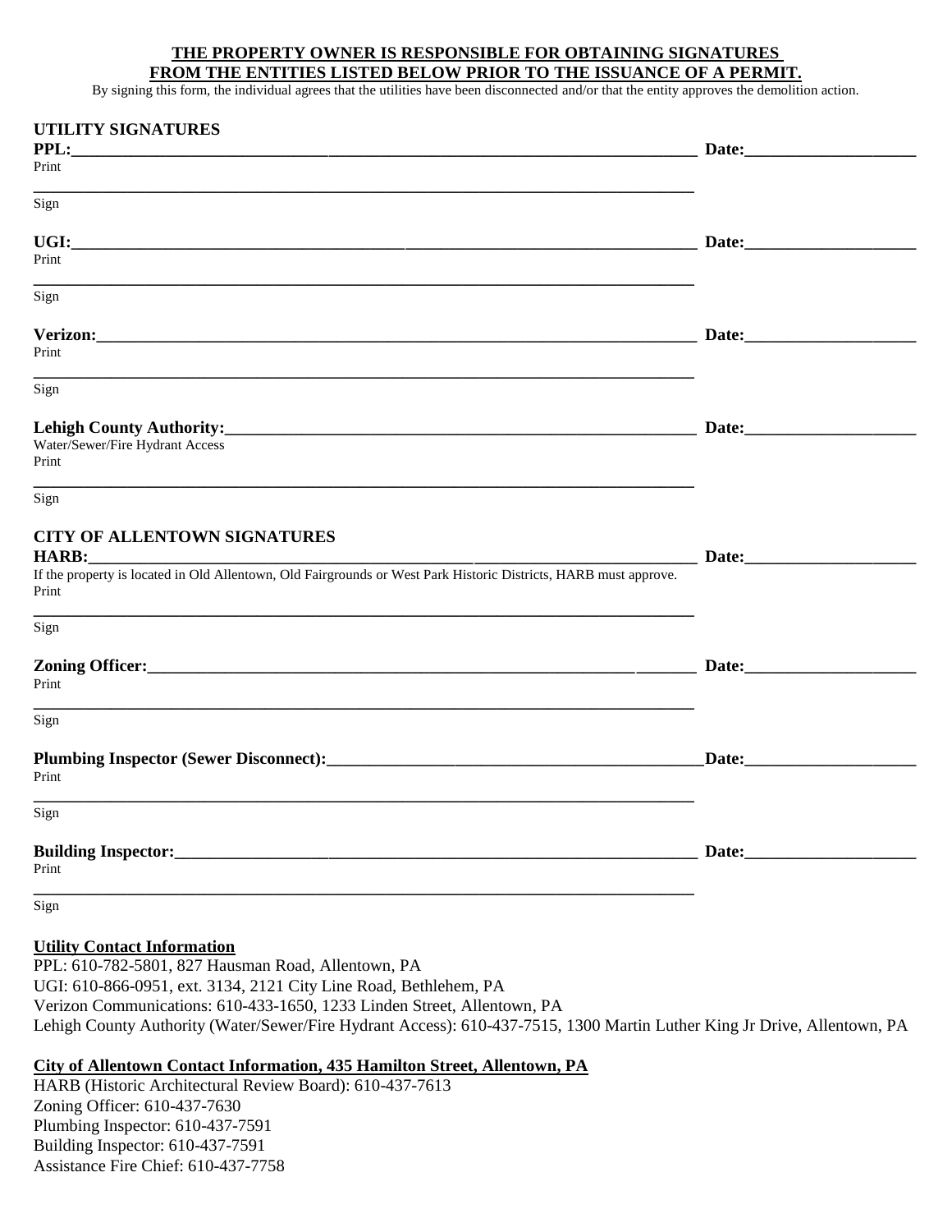**THE PROPERTY OWNER IS RESPONSIBLE FOR OBTAINING SIGNATURES FROM THE ENTITIES LISTED BELOW PRIOR TO THE ISSUANCE OF A PERMIT.**

By signing this form, the individual agrees that the utilities have been disconnected and/or that the entity approves the demolition action.

**UTILITY SIGNATURES**

**PPL:**______________________________________________ **Date:**____________________
Print

______________________________________________
Sign

**UGI:**______________________________________________ **Date:**____________________
Print

______________________________________________
Sign

**Verizon:**______________________________________________ **Date:**____________________
Print

______________________________________________
Sign

**Lehigh County Authority:**______________________________________________ **Date:**____________________
Water/Sewer/Fire Hydrant Access
Print

______________________________________________
Sign

**CITY OF ALLENTOWN SIGNATURES**

**HARB:**______________________________________________ **Date:**____________________
If the property is located in Old Allentown, Old Fairgrounds or West Park Historic Districts, HARB must approve.
Print

______________________________________________
Sign

**Zoning Officer:**______________________________________________ **Date:**____________________
Print

______________________________________________
Sign

**Plumbing Inspector (Sewer Disconnect):**______________________________________________ **Date:**____________________
Print

______________________________________________
Sign

**Building Inspector:**______________________________________________ **Date:**____________________
Print

______________________________________________
Sign

**Utility Contact Information**

PPL: 610-782-5801, 827 Hausman Road, Allentown, PA
UGI: 610-866-0951, ext. 3134, 2121 City Line Road, Bethlehem, PA
Verizon Communications: 610-433-1650, 1233 Linden Street, Allentown, PA
Lehigh County Authority (Water/Sewer/Fire Hydrant Access): 610-437-7515, 1300 Martin Luther King Jr Drive, Allentown, PA

**City of Allentown Contact Information, 435 Hamilton Street, Allentown, PA**

HARB (Historic Architectural Review Board): 610-437-7613
Zoning Officer: 610-437-7630
Plumbing Inspector: 610-437-7591
Building Inspector: 610-437-7591
Assistance Fire Chief: 610-437-7758